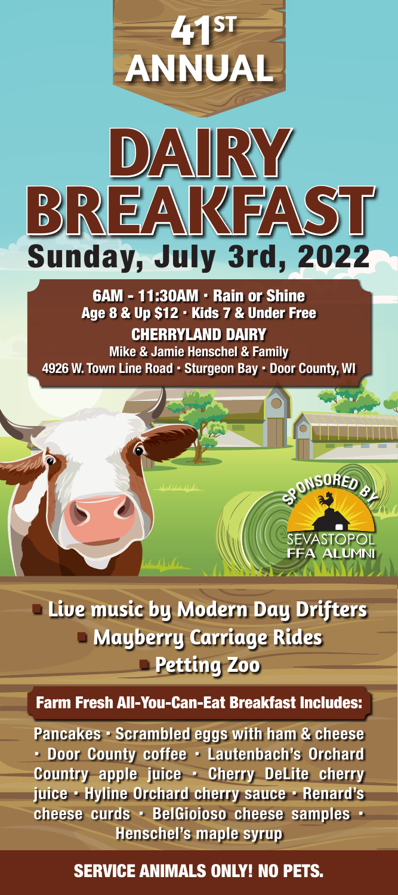# 41ST ANNUAL

# DAIRY BREAKFAST

## Sunday, July 3rd, 2022

**6AM - 11:30AM · Rain or Shine**
**Age 8 & Up $12 · Kids 7 & Under Free**

**CHERRYLAND DAIRY**
Mike & Jamie Henschel & Family
4926 W. Town Line Road · Sturgeon Bay · Door County, WI

SPONSORED BY
SEVASTOPOL FFA ALUMNI

- **Live music by Modern Day Drifters**
- **Mayberry Carriage Rides**
- **Petting Zoo**

## Farm Fresh All-You-Can-Eat Breakfast Includes:

Pancakes · Scrambled eggs with ham & cheese · Door County coffee · Lautenbach's Orchard Country apple juice · Cherry DeLite cherry juice · Hyline Orchard cherry sauce · Renard's cheese curds · BelGioioso cheese samples · Henschel's maple syrup

**SERVICE ANIMALS ONLY! NO PETS.**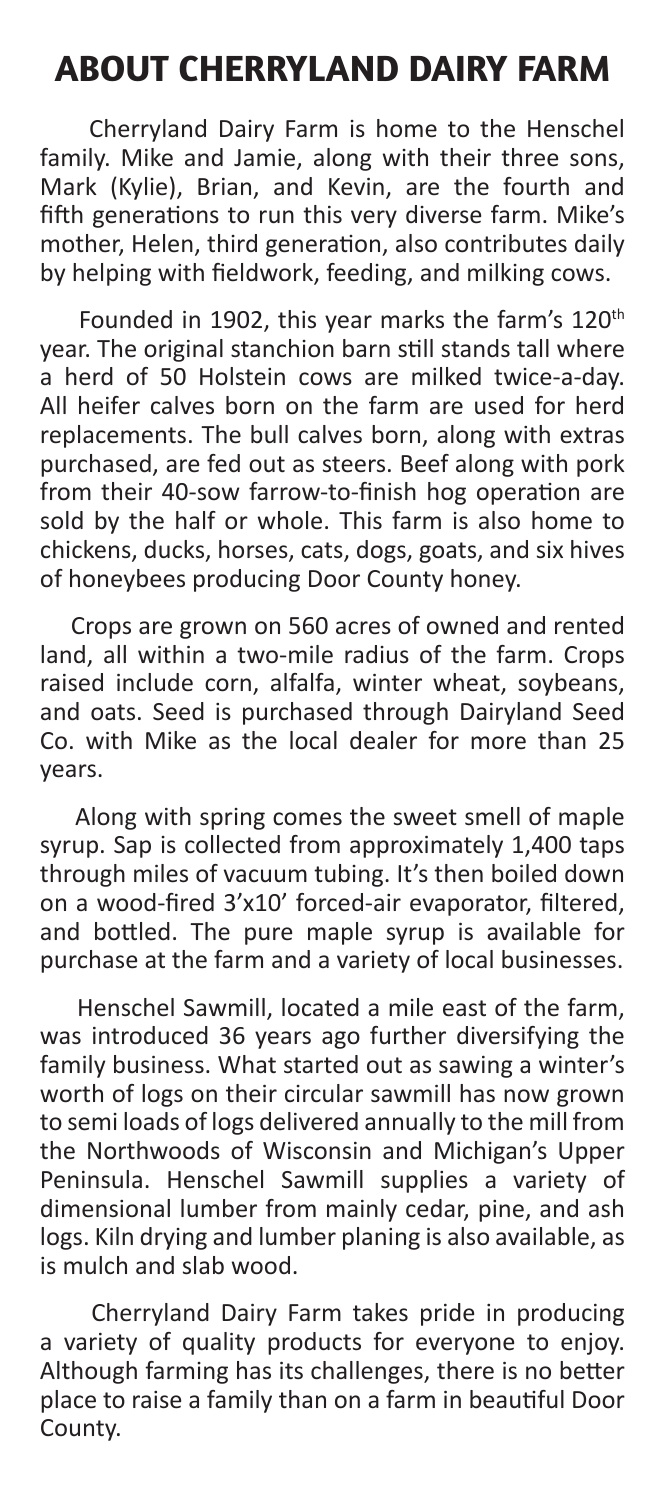# ABOUT CHERRYLAND DAIRY FARM

Cherryland Dairy Farm is home to the Henschel family. Mike and Jamie, along with their three sons, Mark (Kylie), Brian, and Kevin, are the fourth and fifth generations to run this very diverse farm. Mike's mother, Helen, third generation, also contributes daily by helping with fieldwork, feeding, and milking cows.

Founded in 1902, this year marks the farm's 120th year. The original stanchion barn still stands tall where a herd of 50 Holstein cows are milked twice-a-day. All heifer calves born on the farm are used for herd replacements. The bull calves born, along with extras purchased, are fed out as steers. Beef along with pork from their 40-sow farrow-to-finish hog operation are sold by the half or whole. This farm is also home to chickens, ducks, horses, cats, dogs, goats, and six hives of honeybees producing Door County honey.

Crops are grown on 560 acres of owned and rented land, all within a two-mile radius of the farm. Crops raised include corn, alfalfa, winter wheat, soybeans, and oats. Seed is purchased through Dairyland Seed Co. with Mike as the local dealer for more than 25 years.

Along with spring comes the sweet smell of maple syrup. Sap is collected from approximately 1,400 taps through miles of vacuum tubing. It's then boiled down on a wood-fired 3'x10' forced-air evaporator, filtered, and bottled. The pure maple syrup is available for purchase at the farm and a variety of local businesses.

Henschel Sawmill, located a mile east of the farm, was introduced 36 years ago further diversifying the family business. What started out as sawing a winter's worth of logs on their circular sawmill has now grown to semi loads of logs delivered annually to the mill from the Northwoods of Wisconsin and Michigan's Upper Peninsula. Henschel Sawmill supplies a variety of dimensional lumber from mainly cedar, pine, and ash logs. Kiln drying and lumber planing is also available, as is mulch and slab wood.

Cherryland Dairy Farm takes pride in producing a variety of quality products for everyone to enjoy. Although farming has its challenges, there is no better place to raise a family than on a farm in beautiful Door County.